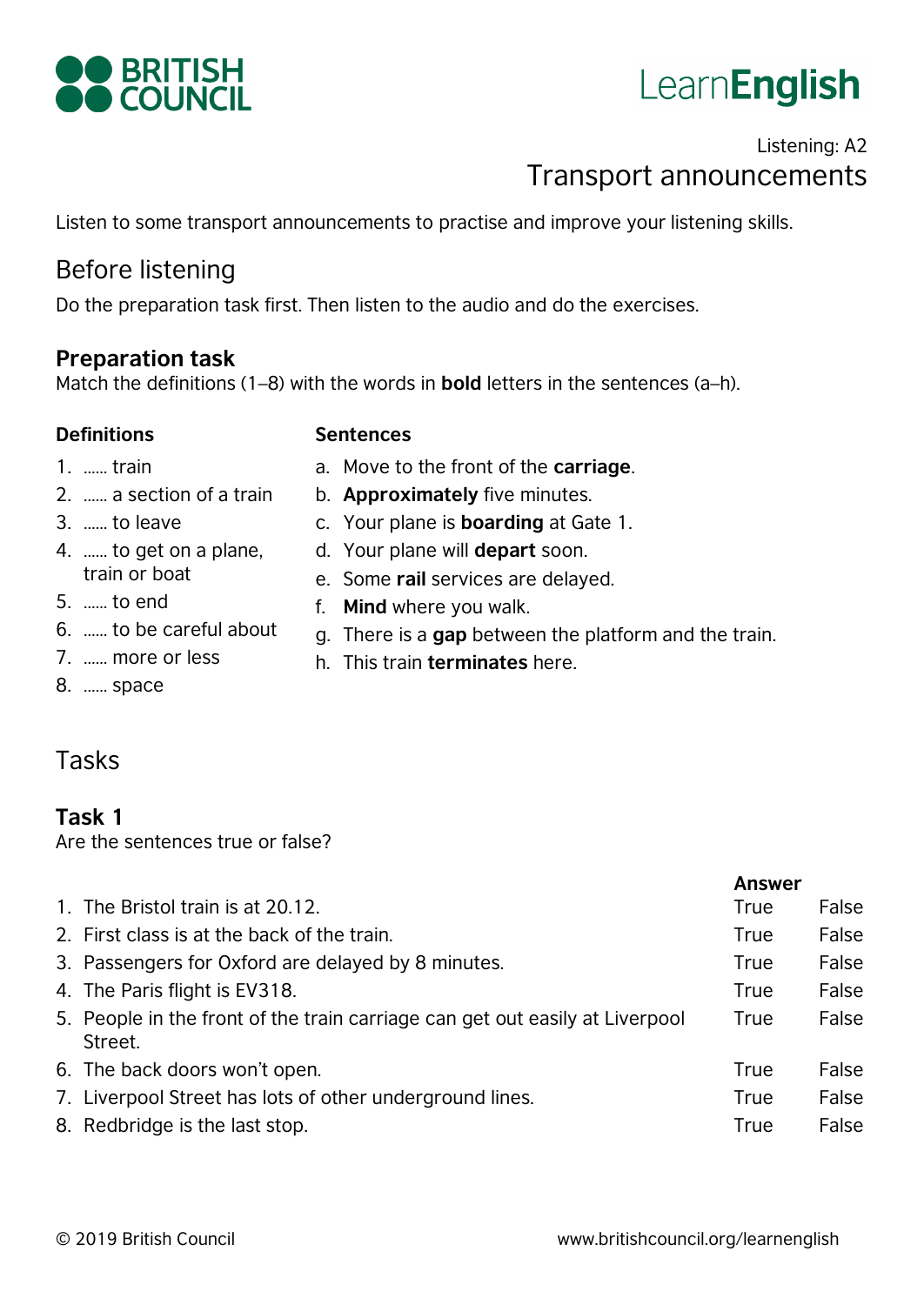**BRITISH COUNCIL**

**LearnEnglish**

Listening: A2

# Transport announcements

Listen to some transport announcements to practise and improve your listening skills.

## Before listening

Do the preparation task first. Then listen to the audio and do the exercises.

### Preparation task

Match the definitions (1–8) with the words in **bold** letters in the sentences (a–h).

**Definitions**

1. …… train
2. …… a section of a train
3. …… to leave
4. …… to get on a plane, train or boat
5. …… to end
6. …… to be careful about
7. …… more or less
8. …… space

**Sentences**

a. Move to the front of the **carriage**.
b. **Approximately** five minutes.
c. Your plane is **boarding** at Gate 1.
d. Your plane will **depart** soon.
e. Some **rail** services are delayed.
f. **Mind** where you walk.
g. There is a **gap** between the platform and the train.
h. This train **terminates** here.

## Tasks

### Task 1

Are the sentences true or false?

| | | **Answer** | |
|---|---|---|---|
| 1. | The Bristol train is at 20.12. | True | False |
| 2. | First class is at the back of the train. | True | False |
| 3. | Passengers for Oxford are delayed by 8 minutes. | True | False |
| 4. | The Paris flight is EV318. | True | False |
| 5. | People in the front of the train carriage can get out easily at Liverpool Street. | True | False |
| 6. | The back doors won't open. | True | False |
| 7. | Liverpool Street has lots of other underground lines. | True | False |
| 8. | Redbridge is the last stop. | True | False |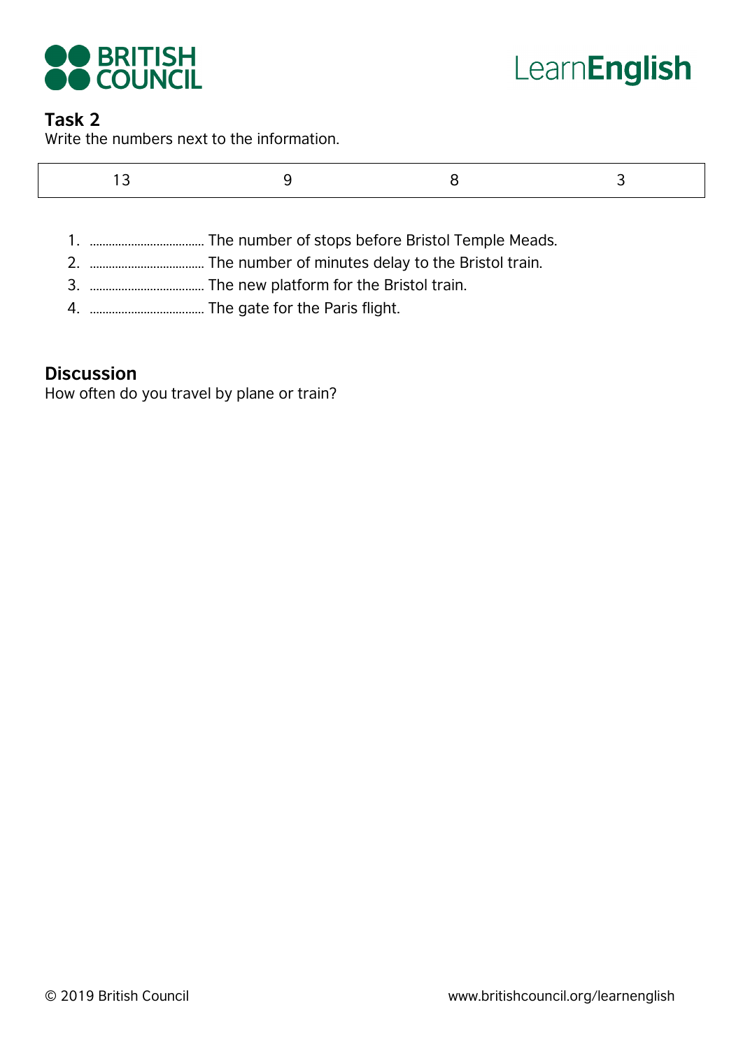## Task 2

Write the numbers next to the information.

| 13 | 9 | 8 | 3 |
|---|---|---|---|

1. ................................... The number of stops before Bristol Temple Meads.
2. ................................... The number of minutes delay to the Bristol train.
3. ................................... The new platform for the Bristol train.
4. ................................... The gate for the Paris flight.

## Discussion

How often do you travel by plane or train?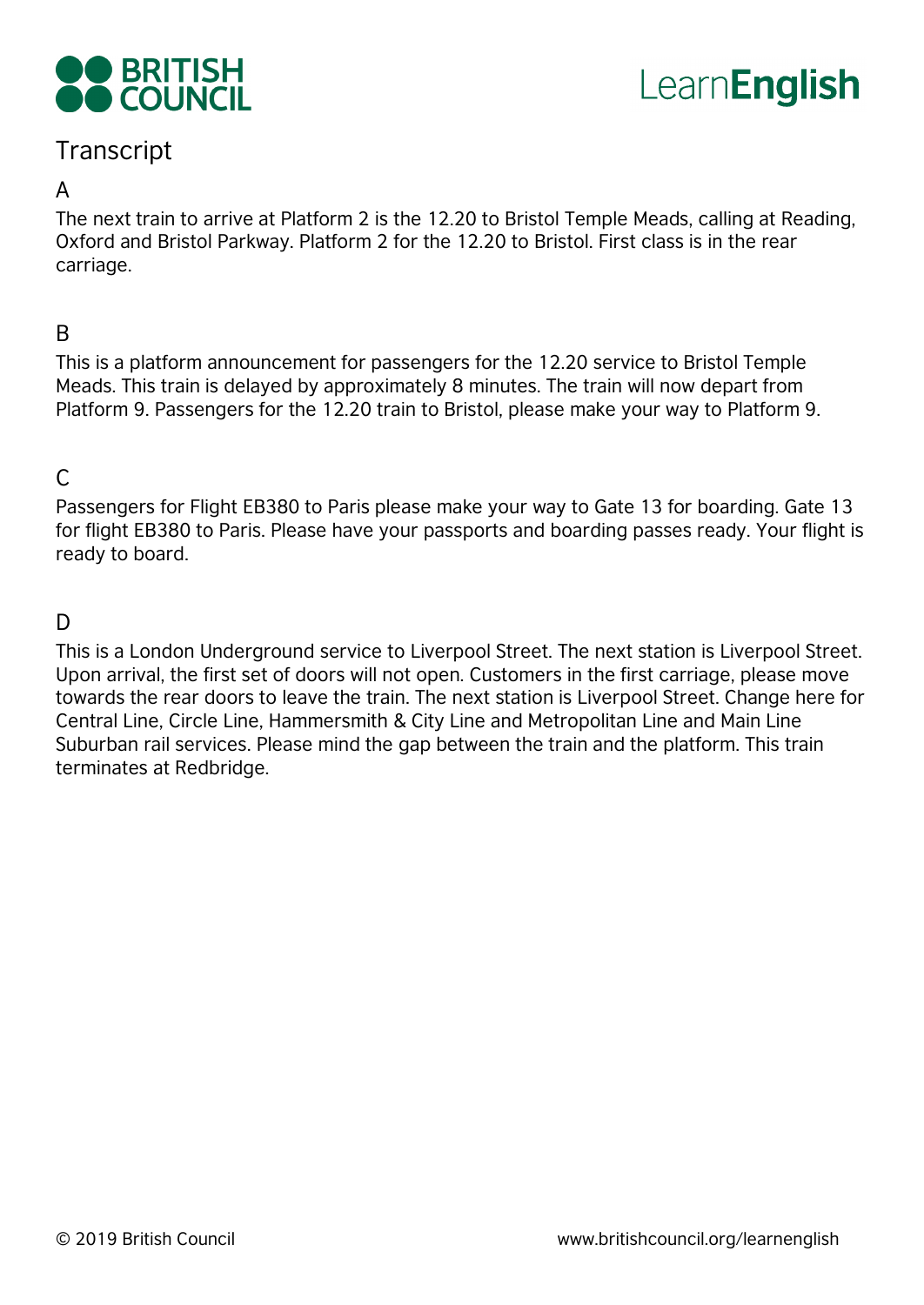# Transcript

## A

The next train to arrive at Platform 2 is the 12.20 to Bristol Temple Meads, calling at Reading, Oxford and Bristol Parkway. Platform 2 for the 12.20 to Bristol. First class is in the rear carriage.

## B

This is a platform announcement for passengers for the 12.20 service to Bristol Temple Meads. This train is delayed by approximately 8 minutes. The train will now depart from Platform 9. Passengers for the 12.20 train to Bristol, please make your way to Platform 9.

## C

Passengers for Flight EB380 to Paris please make your way to Gate 13 for boarding. Gate 13 for flight EB380 to Paris. Please have your passports and boarding passes ready. Your flight is ready to board.

## D

This is a London Underground service to Liverpool Street. The next station is Liverpool Street. Upon arrival, the first set of doors will not open. Customers in the first carriage, please move towards the rear doors to leave the train. The next station is Liverpool Street. Change here for Central Line, Circle Line, Hammersmith & City Line and Metropolitan Line and Main Line Suburban rail services. Please mind the gap between the train and the platform. This train terminates at Redbridge.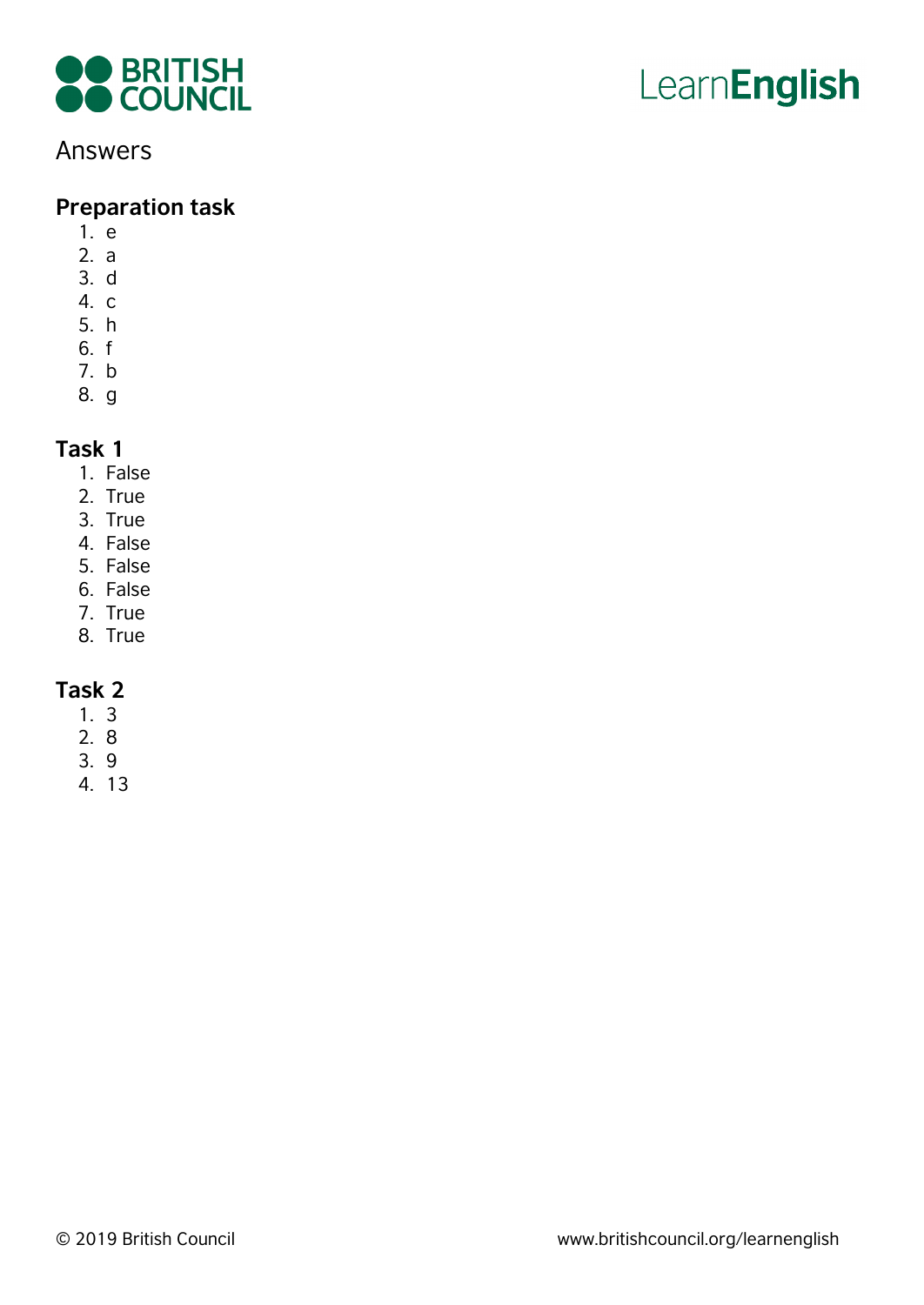# Answers

## Preparation task

1. e
2. a
3. d
4. c
5. h
6. f
7. b
8. g

## Task 1

1. False
2. True
3. True
4. False
5. False
6. False
7. True
8. True

## Task 2

1. 3
2. 8
3. 9
4. 13